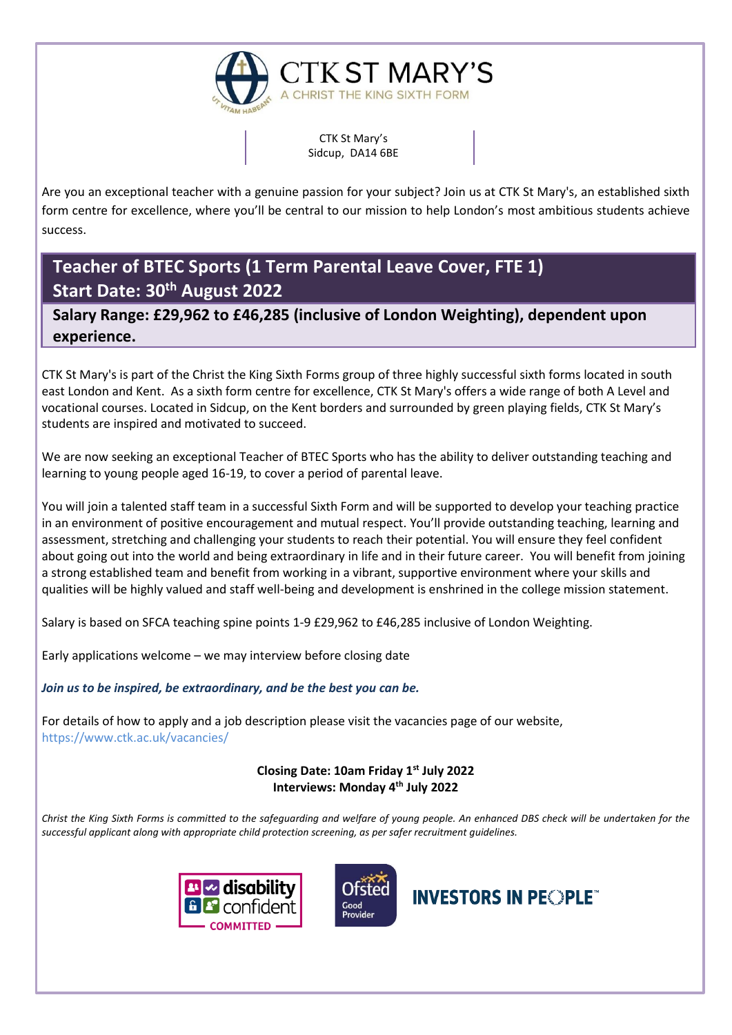# CTK ST MARY'S

A CHRIST THE KING SIXTH FORM

CTK St Mary's
Sidcup, DA14 6BE

Are you an exceptional teacher with a genuine passion for your subject? Join us at CTK St Mary's, an established sixth form centre for excellence, where you'll be central to our mission to help London's most ambitious students achieve success.

## Teacher of BTEC Sports (1 Term Parental Leave Cover, FTE 1)
## Start Date: 30th August 2022

**Salary Range: £29,962 to £46,285 (inclusive of London Weighting), dependent upon experience.**

CTK St Mary's is part of the Christ the King Sixth Forms group of three highly successful sixth forms located in south east London and Kent. As a sixth form centre for excellence, CTK St Mary's offers a wide range of both A Level and vocational courses. Located in Sidcup, on the Kent borders and surrounded by green playing fields, CTK St Mary's students are inspired and motivated to succeed.

We are now seeking an exceptional Teacher of BTEC Sports who has the ability to deliver outstanding teaching and learning to young people aged 16-19, to cover a period of parental leave.

You will join a talented staff team in a successful Sixth Form and will be supported to develop your teaching practice in an environment of positive encouragement and mutual respect. You'll provide outstanding teaching, learning and assessment, stretching and challenging your students to reach their potential. You will ensure they feel confident about going out into the world and being extraordinary in life and in their future career. You will benefit from joining a strong established team and benefit from working in a vibrant, supportive environment where your skills and qualities will be highly valued and staff well-being and development is enshrined in the college mission statement.

Salary is based on SFCA teaching spine points 1-9 £29,962 to £46,285 inclusive of London Weighting.

Early applications welcome – we may interview before closing date

***Join us to be inspired, be extraordinary, and be the best you can be.***

For details of how to apply and a job description please visit the vacancies page of our website, https://www.ctk.ac.uk/vacancies/

**Closing Date: 10am Friday 1st July 2022**
**Interviews: Monday 4th July 2022**

*Christ the King Sixth Forms is committed to the safeguarding and welfare of young people. An enhanced DBS check will be undertaken for the successful applicant along with appropriate child protection screening, as per safer recruitment guidelines.*

disability confident COMMITTED | Ofsted Good Provider | INVESTORS IN PEOPLE™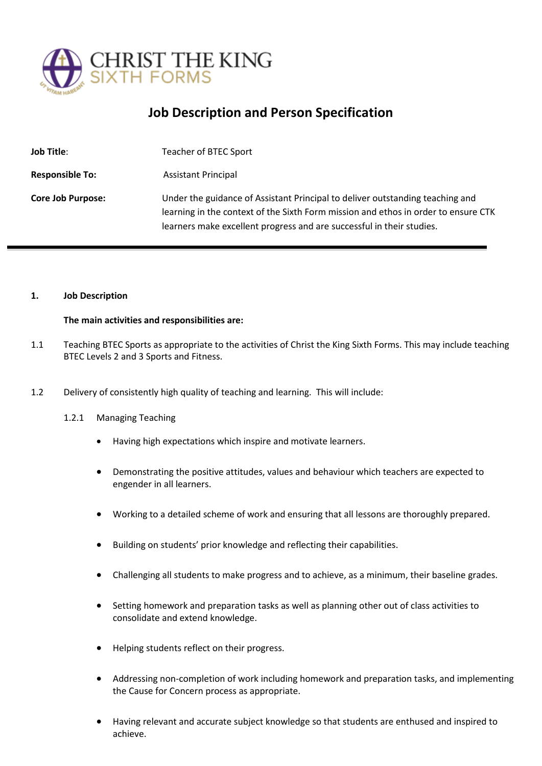**CHRIST THE KING SIXTH FORMS**

# Job Description and Person Specification

| | |
|---|---|
| **Job Title**: | Teacher of BTEC Sport |
| **Responsible To:** | Assistant Principal |
| **Core Job Purpose:** | Under the guidance of Assistant Principal to deliver outstanding teaching and learning in the context of the Sixth Form mission and ethos in order to ensure CTK learners make excellent progress and are successful in their studies. |

---

**1. Job Description**

**The main activities and responsibilities are:**

1.1 Teaching BTEC Sports as appropriate to the activities of Christ the King Sixth Forms. This may include teaching BTEC Levels 2 and 3 Sports and Fitness.

1.2 Delivery of consistently high quality of teaching and learning. This will include:

1.2.1 Managing Teaching

- Having high expectations which inspire and motivate learners.
- Demonstrating the positive attitudes, values and behaviour which teachers are expected to engender in all learners.
- Working to a detailed scheme of work and ensuring that all lessons are thoroughly prepared.
- Building on students' prior knowledge and reflecting their capabilities.
- Challenging all students to make progress and to achieve, as a minimum, their baseline grades.
- Setting homework and preparation tasks as well as planning other out of class activities to consolidate and extend knowledge.
- Helping students reflect on their progress.
- Addressing non-completion of work including homework and preparation tasks, and implementing the Cause for Concern process as appropriate.
- Having relevant and accurate subject knowledge so that students are enthused and inspired to achieve.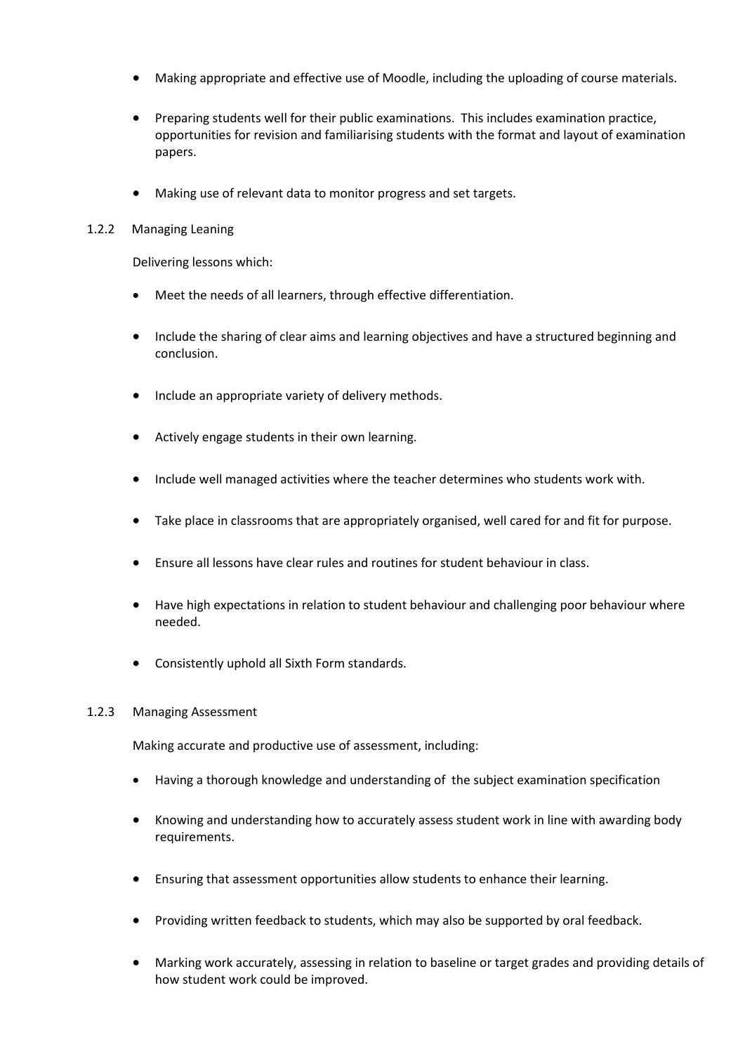- Making appropriate and effective use of Moodle, including the uploading of course materials.

- Preparing students well for their public examinations. This includes examination practice, opportunities for revision and familiarising students with the format and layout of examination papers.

- Making use of relevant data to monitor progress and set targets.

1.2.2 Managing Leaning

Delivering lessons which:

- Meet the needs of all learners, through effective differentiation.

- Include the sharing of clear aims and learning objectives and have a structured beginning and conclusion.

- Include an appropriate variety of delivery methods.

- Actively engage students in their own learning.

- Include well managed activities where the teacher determines who students work with.

- Take place in classrooms that are appropriately organised, well cared for and fit for purpose.

- Ensure all lessons have clear rules and routines for student behaviour in class.

- Have high expectations in relation to student behaviour and challenging poor behaviour where needed.

- Consistently uphold all Sixth Form standards.

1.2.3 Managing Assessment

Making accurate and productive use of assessment, including:

- Having a thorough knowledge and understanding of the subject examination specification

- Knowing and understanding how to accurately assess student work in line with awarding body requirements.

- Ensuring that assessment opportunities allow students to enhance their learning.

- Providing written feedback to students, which may also be supported by oral feedback.

- Marking work accurately, assessing in relation to baseline or target grades and providing details of how student work could be improved.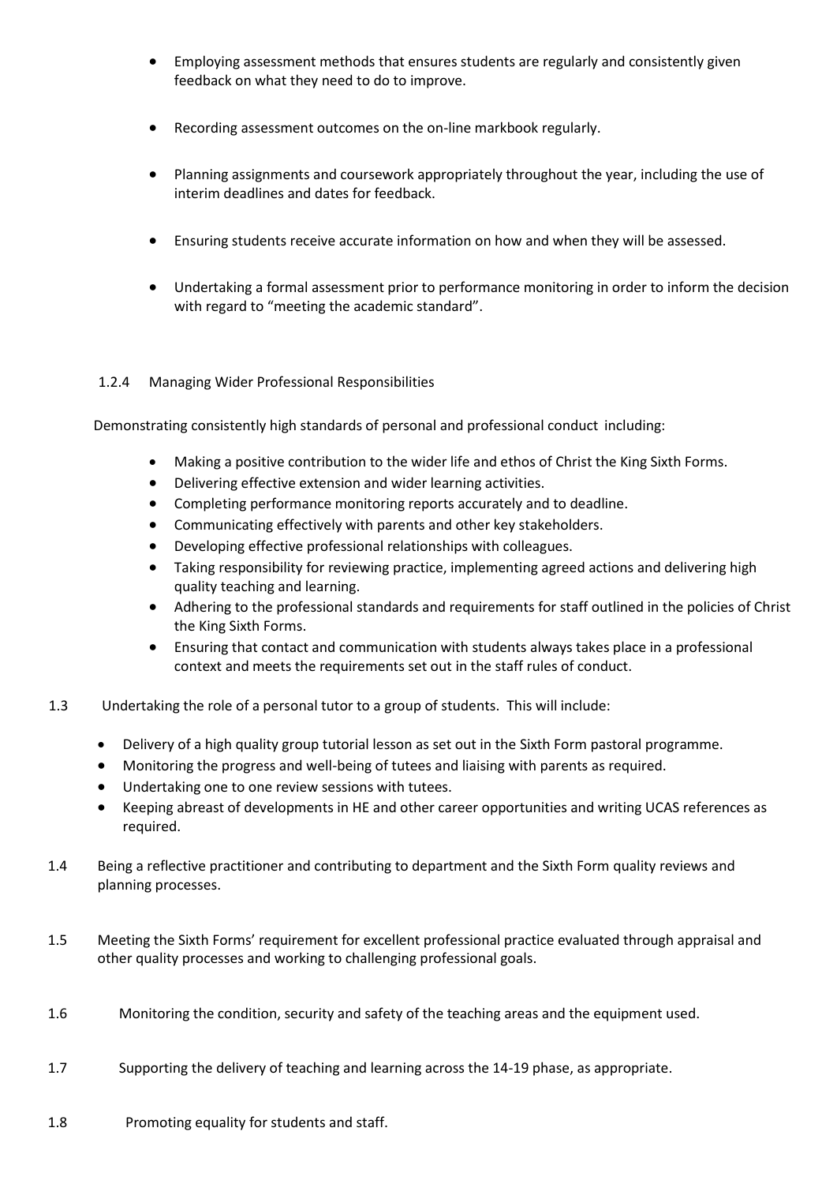- Employing assessment methods that ensures students are regularly and consistently given feedback on what they need to do to improve.

- Recording assessment outcomes on the on-line markbook regularly.

- Planning assignments and coursework appropriately throughout the year, including the use of interim deadlines and dates for feedback.

- Ensuring students receive accurate information on how and when they will be assessed.

- Undertaking a formal assessment prior to performance monitoring in order to inform the decision with regard to "meeting the academic standard".

1.2.4 Managing Wider Professional Responsibilities

Demonstrating consistently high standards of personal and professional conduct including:

- Making a positive contribution to the wider life and ethos of Christ the King Sixth Forms.
- Delivering effective extension and wider learning activities.
- Completing performance monitoring reports accurately and to deadline.
- Communicating effectively with parents and other key stakeholders.
- Developing effective professional relationships with colleagues.
- Taking responsibility for reviewing practice, implementing agreed actions and delivering high quality teaching and learning.
- Adhering to the professional standards and requirements for staff outlined in the policies of Christ the King Sixth Forms.
- Ensuring that contact and communication with students always takes place in a professional context and meets the requirements set out in the staff rules of conduct.

1.3 Undertaking the role of a personal tutor to a group of students. This will include:

- Delivery of a high quality group tutorial lesson as set out in the Sixth Form pastoral programme.
- Monitoring the progress and well-being of tutees and liaising with parents as required.
- Undertaking one to one review sessions with tutees.
- Keeping abreast of developments in HE and other career opportunities and writing UCAS references as required.

1.4 Being a reflective practitioner and contributing to department and the Sixth Form quality reviews and planning processes.

1.5 Meeting the Sixth Forms' requirement for excellent professional practice evaluated through appraisal and other quality processes and working to challenging professional goals.

1.6 Monitoring the condition, security and safety of the teaching areas and the equipment used.

1.7 Supporting the delivery of teaching and learning across the 14-19 phase, as appropriate.

1.8 Promoting equality for students and staff.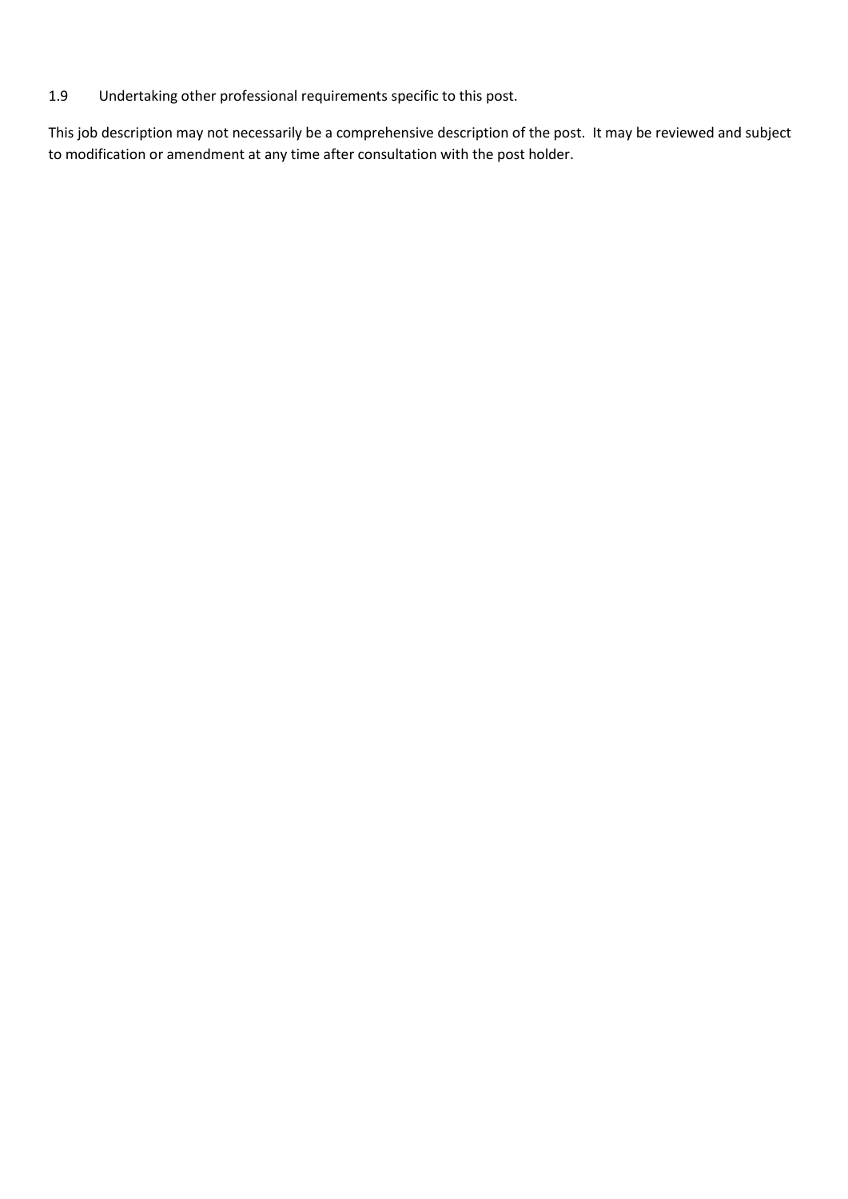1.9 Undertaking other professional requirements specific to this post.

This job description may not necessarily be a comprehensive description of the post. It may be reviewed and subject to modification or amendment at any time after consultation with the post holder.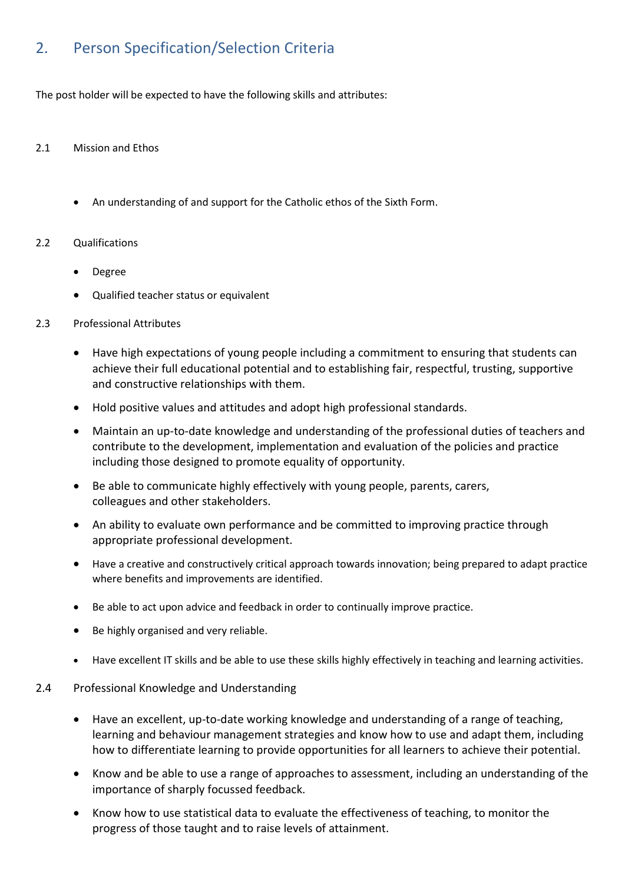## 2. Person Specification/Selection Criteria

The post holder will be expected to have the following skills and attributes:

### 2.1 Mission and Ethos

- An understanding of and support for the Catholic ethos of the Sixth Form.

### 2.2 Qualifications

- Degree
- Qualified teacher status or equivalent

### 2.3 Professional Attributes

- Have high expectations of young people including a commitment to ensuring that students can achieve their full educational potential and to establishing fair, respectful, trusting, supportive and constructive relationships with them.
- Hold positive values and attitudes and adopt high professional standards.
- Maintain an up-to-date knowledge and understanding of the professional duties of teachers and contribute to the development, implementation and evaluation of the policies and practice including those designed to promote equality of opportunity.
- Be able to communicate highly effectively with young people, parents, carers, colleagues and other stakeholders.
- An ability to evaluate own performance and be committed to improving practice through appropriate professional development.
- Have a creative and constructively critical approach towards innovation; being prepared to adapt practice where benefits and improvements are identified.
- Be able to act upon advice and feedback in order to continually improve practice.
- Be highly organised and very reliable.
- Have excellent IT skills and be able to use these skills highly effectively in teaching and learning activities.

### 2.4 Professional Knowledge and Understanding

- Have an excellent, up-to-date working knowledge and understanding of a range of teaching, learning and behaviour management strategies and know how to use and adapt them, including how to differentiate learning to provide opportunities for all learners to achieve their potential.
- Know and be able to use a range of approaches to assessment, including an understanding of the importance of sharply focussed feedback.
- Know how to use statistical data to evaluate the effectiveness of teaching, to monitor the progress of those taught and to raise levels of attainment.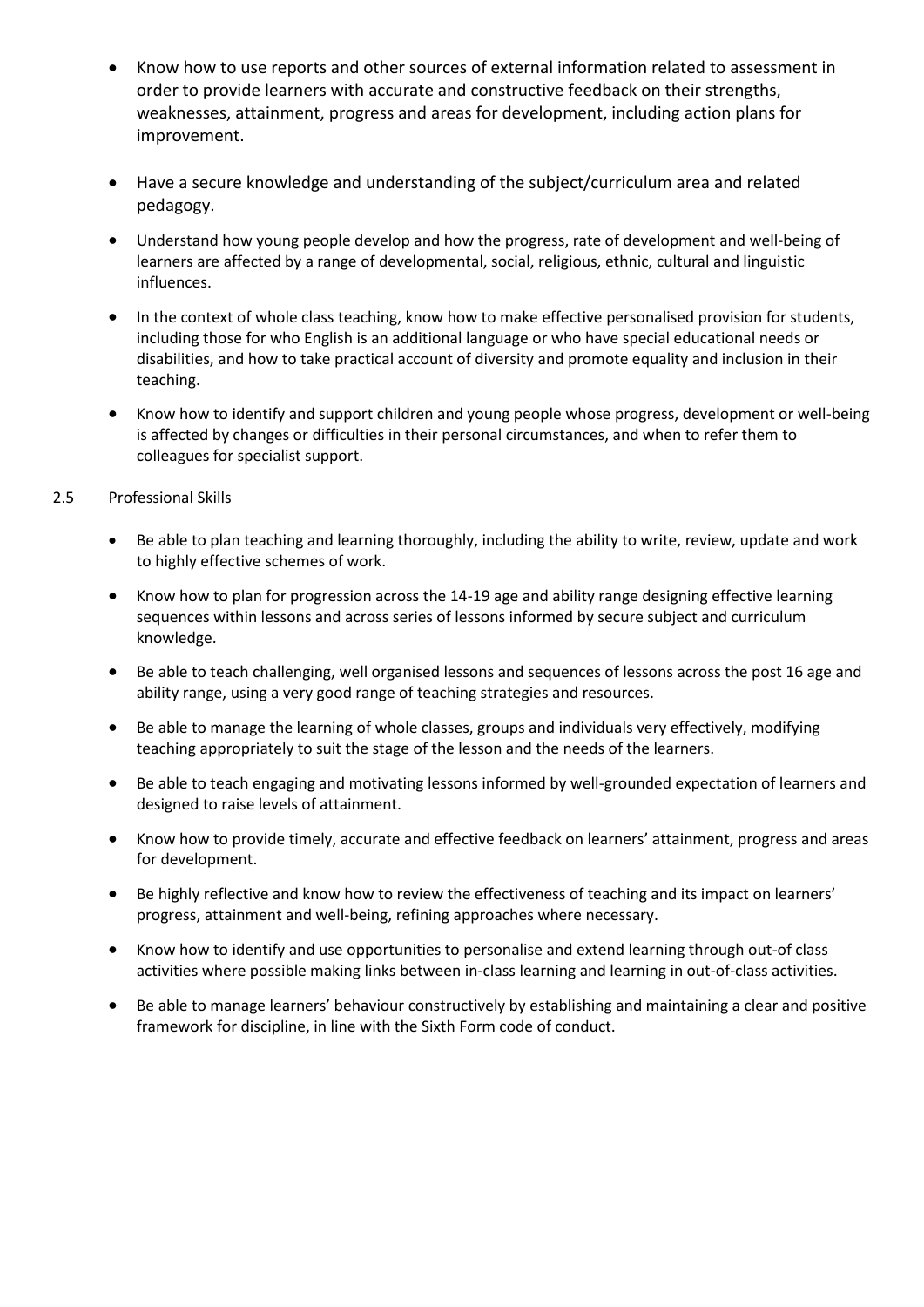- Know how to use reports and other sources of external information related to assessment in order to provide learners with accurate and constructive feedback on their strengths, weaknesses, attainment, progress and areas for development, including action plans for improvement.

- Have a secure knowledge and understanding of the subject/curriculum area and related pedagogy.

- Understand how young people develop and how the progress, rate of development and well-being of learners are affected by a range of developmental, social, religious, ethnic, cultural and linguistic influences.

- In the context of whole class teaching, know how to make effective personalised provision for students, including those for who English is an additional language or who have special educational needs or disabilities, and how to take practical account of diversity and promote equality and inclusion in their teaching.

- Know how to identify and support children and young people whose progress, development or well-being is affected by changes or difficulties in their personal circumstances, and when to refer them to colleagues for specialist support.

2.5 Professional Skills

- Be able to plan teaching and learning thoroughly, including the ability to write, review, update and work to highly effective schemes of work.

- Know how to plan for progression across the 14-19 age and ability range designing effective learning sequences within lessons and across series of lessons informed by secure subject and curriculum knowledge.

- Be able to teach challenging, well organised lessons and sequences of lessons across the post 16 age and ability range, using a very good range of teaching strategies and resources.

- Be able to manage the learning of whole classes, groups and individuals very effectively, modifying teaching appropriately to suit the stage of the lesson and the needs of the learners.

- Be able to teach engaging and motivating lessons informed by well-grounded expectation of learners and designed to raise levels of attainment.

- Know how to provide timely, accurate and effective feedback on learners' attainment, progress and areas for development.

- Be highly reflective and know how to review the effectiveness of teaching and its impact on learners' progress, attainment and well-being, refining approaches where necessary.

- Know how to identify and use opportunities to personalise and extend learning through out-of class activities where possible making links between in-class learning and learning in out-of-class activities.

- Be able to manage learners' behaviour constructively by establishing and maintaining a clear and positive framework for discipline, in line with the Sixth Form code of conduct.